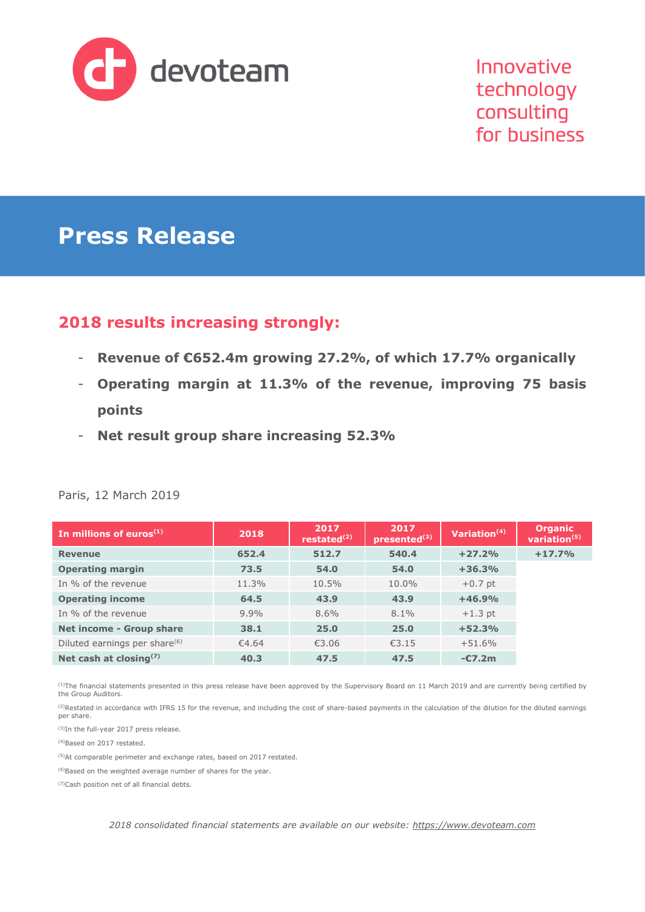devoteam

Innovative technology consulting for business

# Press Release

## 2018 results increasing strongly:

- **Revenue of €652.4m growing 27.2%, of which 17.7% organically**
- **Operating margin at 11.3% of the revenue, improving 75 basis points**
- **Net result group share increasing 52.3%**

Paris, 12 March 2019

| In millions of euros[1] | 2018 | 2017 restated[2] | 2017 presented[3] | Variation[4] | Organic variation[5] |
|---|---|---|---|---|---|
| **Revenue** | **652.4** | **512.7** | **540.4** | **+27.2%** | **+17.7%** |
| **Operating margin** | **73.5** | **54.0** | **54.0** | **+36.3%** | |
| In % of the revenue | 11.3% | 10.5% | 10.0% | +0.7 pt | |
| **Operating income** | **64.5** | **43.9** | **43.9** | **+46.9%** | |
| In % of the revenue | 9.9% | 8.6% | 8.1% | +1.3 pt | |
| **Net income - Group share** | **38.1** | **25.0** | **25.0** | **+52.3%** | |
| Diluted earnings per share[6] | €4.64 | €3.06 | €3.15 | +51.6% | |
| **Net cash at closing[7]** | **40.3** | **47.5** | **47.5** | **-€7.2m** | |

[1]The financial statements presented in this press release have been approved by the Supervisory Board on 11 March 2019 and are currently being certified by the Group Auditors.

[2]Restated in accordance with IFRS 15 for the revenue, and including the cost of share-based payments in the calculation of the dilution for the diluted earnings per share.

[3]In the full-year 2017 press release.

[4]Based on 2017 restated.

[5]At comparable perimeter and exchange rates, based on 2017 restated.

[6]Based on the weighted average number of shares for the year.

[7]Cash position net of all financial debts.

*2018 consolidated financial statements are available on our website: https://www.devoteam.com*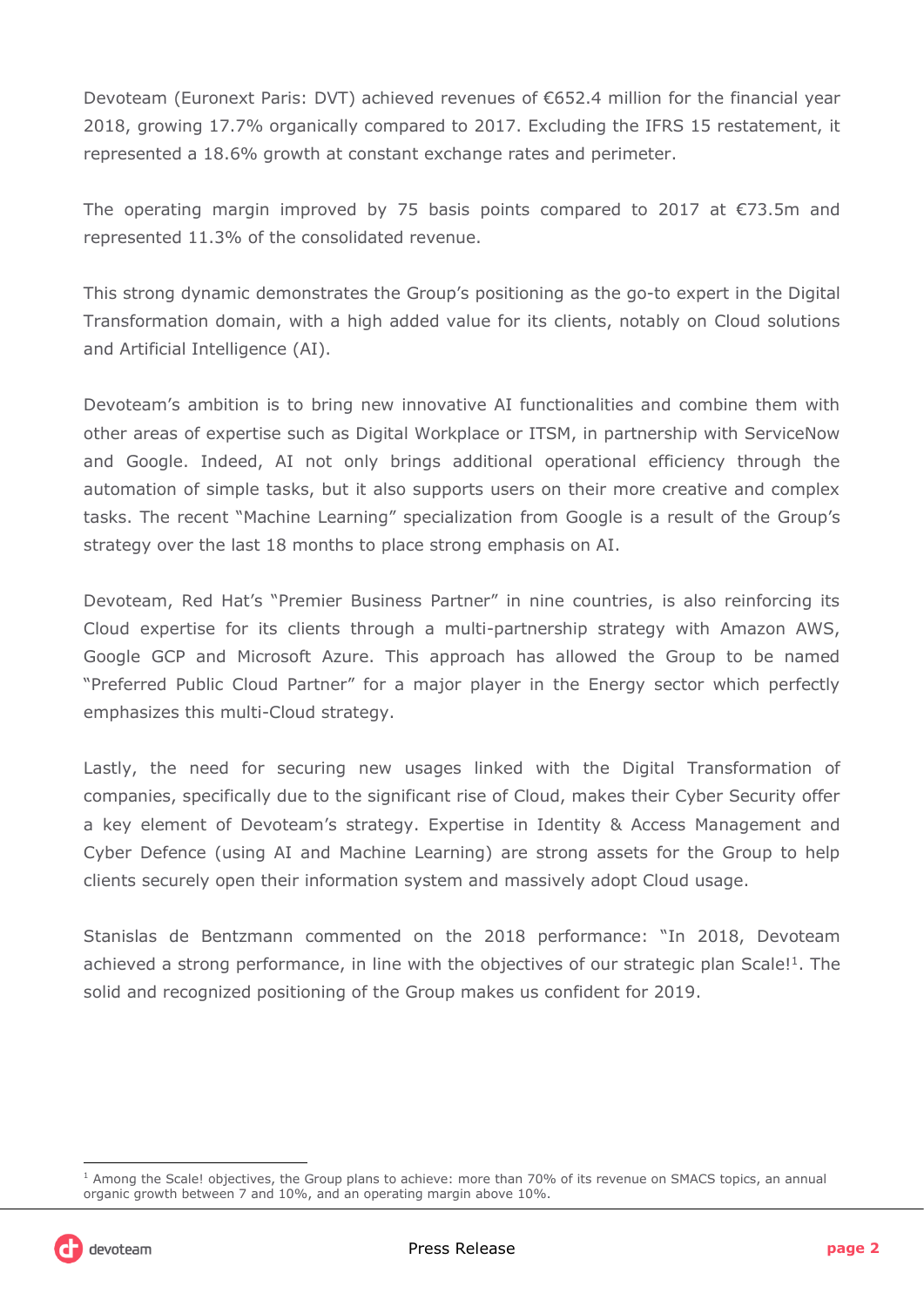Devoteam (Euronext Paris: DVT) achieved revenues of €652.4 million for the financial year 2018, growing 17.7% organically compared to 2017. Excluding the IFRS 15 restatement, it represented a 18.6% growth at constant exchange rates and perimeter.

The operating margin improved by 75 basis points compared to 2017 at €73.5m and represented 11.3% of the consolidated revenue.

This strong dynamic demonstrates the Group's positioning as the go-to expert in the Digital Transformation domain, with a high added value for its clients, notably on Cloud solutions and Artificial Intelligence (AI).

Devoteam's ambition is to bring new innovative AI functionalities and combine them with other areas of expertise such as Digital Workplace or ITSM, in partnership with ServiceNow and Google. Indeed, AI not only brings additional operational efficiency through the automation of simple tasks, but it also supports users on their more creative and complex tasks. The recent "Machine Learning" specialization from Google is a result of the Group's strategy over the last 18 months to place strong emphasis on AI.

Devoteam, Red Hat's "Premier Business Partner" in nine countries, is also reinforcing its Cloud expertise for its clients through a multi-partnership strategy with Amazon AWS, Google GCP and Microsoft Azure. This approach has allowed the Group to be named "Preferred Public Cloud Partner" for a major player in the Energy sector which perfectly emphasizes this multi-Cloud strategy.

Lastly, the need for securing new usages linked with the Digital Transformation of companies, specifically due to the significant rise of Cloud, makes their Cyber Security offer a key element of Devoteam's strategy. Expertise in Identity & Access Management and Cyber Defence (using AI and Machine Learning) are strong assets for the Group to help clients securely open their information system and massively adopt Cloud usage.

Stanislas de Bentzmann commented on the 2018 performance: "In 2018, Devoteam achieved a strong performance, in line with the objectives of our strategic plan Scale![1]. The solid and recognized positioning of the Group makes us confident for 2019.

[1] Among the Scale! objectives, the Group plans to achieve: more than 70% of its revenue on SMACS topics, an annual organic growth between 7 and 10%, and an operating margin above 10%.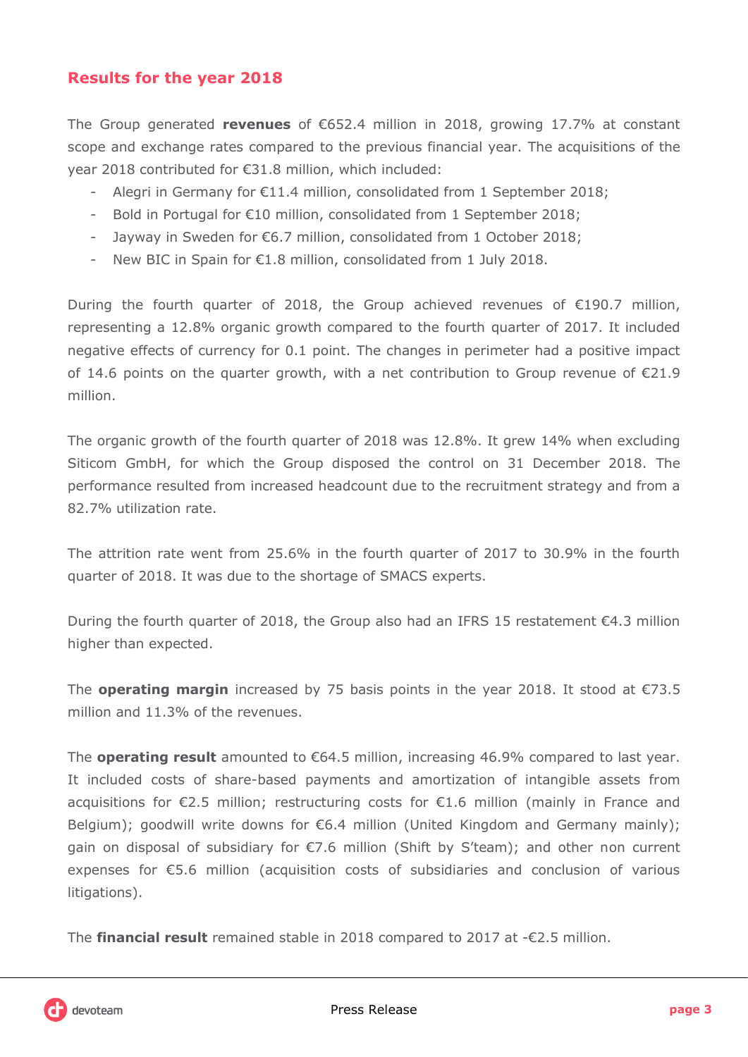## Results for the year 2018

The Group generated **revenues** of €652.4 million in 2018, growing 17.7% at constant scope and exchange rates compared to the previous financial year. The acquisitions of the year 2018 contributed for €31.8 million, which included:

- Alegri in Germany for €11.4 million, consolidated from 1 September 2018;
- Bold in Portugal for €10 million, consolidated from 1 September 2018;
- Jayway in Sweden for €6.7 million, consolidated from 1 October 2018;
- New BIC in Spain for €1.8 million, consolidated from 1 July 2018.

During the fourth quarter of 2018, the Group achieved revenues of €190.7 million, representing a 12.8% organic growth compared to the fourth quarter of 2017. It included negative effects of currency for 0.1 point. The changes in perimeter had a positive impact of 14.6 points on the quarter growth, with a net contribution to Group revenue of €21.9 million.

The organic growth of the fourth quarter of 2018 was 12.8%. It grew 14% when excluding Siticom GmbH, for which the Group disposed the control on 31 December 2018. The performance resulted from increased headcount due to the recruitment strategy and from a 82.7% utilization rate.

The attrition rate went from 25.6% in the fourth quarter of 2017 to 30.9% in the fourth quarter of 2018. It was due to the shortage of SMACS experts.

During the fourth quarter of 2018, the Group also had an IFRS 15 restatement €4.3 million higher than expected.

The **operating margin** increased by 75 basis points in the year 2018. It stood at €73.5 million and 11.3% of the revenues.

The **operating result** amounted to €64.5 million, increasing 46.9% compared to last year. It included costs of share-based payments and amortization of intangible assets from acquisitions for €2.5 million; restructuring costs for €1.6 million (mainly in France and Belgium); goodwill write downs for €6.4 million (United Kingdom and Germany mainly); gain on disposal of subsidiary for €7.6 million (Shift by S'team); and other non current expenses for €5.6 million (acquisition costs of subsidiaries and conclusion of various litigations).

The **financial result** remained stable in 2018 compared to 2017 at -€2.5 million.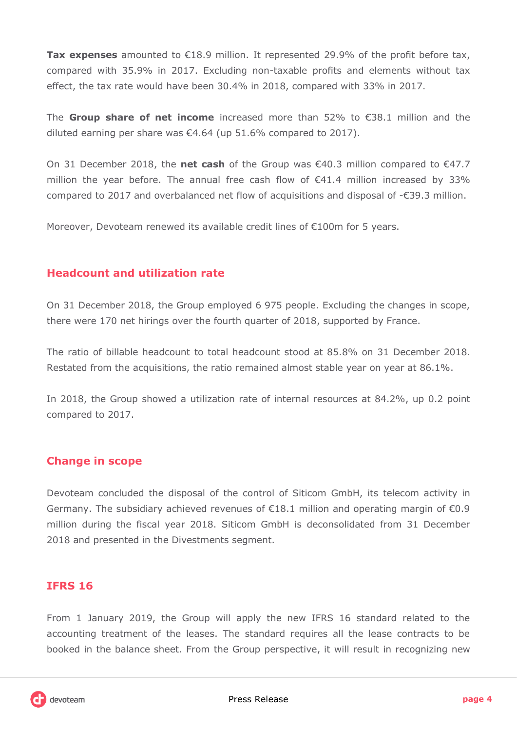**Tax expenses** amounted to €18.9 million. It represented 29.9% of the profit before tax, compared with 35.9% in 2017. Excluding non-taxable profits and elements without tax effect, the tax rate would have been 30.4% in 2018, compared with 33% in 2017.

The **Group share of net income** increased more than 52% to €38.1 million and the diluted earning per share was €4.64 (up 51.6% compared to 2017).

On 31 December 2018, the **net cash** of the Group was €40.3 million compared to €47.7 million the year before. The annual free cash flow of €41.4 million increased by 33% compared to 2017 and overbalanced net flow of acquisitions and disposal of -€39.3 million.

Moreover, Devoteam renewed its available credit lines of €100m for 5 years.

## Headcount and utilization rate

On 31 December 2018, the Group employed 6 975 people. Excluding the changes in scope, there were 170 net hirings over the fourth quarter of 2018, supported by France.

The ratio of billable headcount to total headcount stood at 85.8% on 31 December 2018. Restated from the acquisitions, the ratio remained almost stable year on year at 86.1%.

In 2018, the Group showed a utilization rate of internal resources at 84.2%, up 0.2 point compared to 2017.

## Change in scope

Devoteam concluded the disposal of the control of Siticom GmbH, its telecom activity in Germany. The subsidiary achieved revenues of €18.1 million and operating margin of €0.9 million during the fiscal year 2018. Siticom GmbH is deconsolidated from 31 December 2018 and presented in the Divestments segment.

## IFRS 16

From 1 January 2019, the Group will apply the new IFRS 16 standard related to the accounting treatment of the leases. The standard requires all the lease contracts to be booked in the balance sheet. From the Group perspective, it will result in recognizing new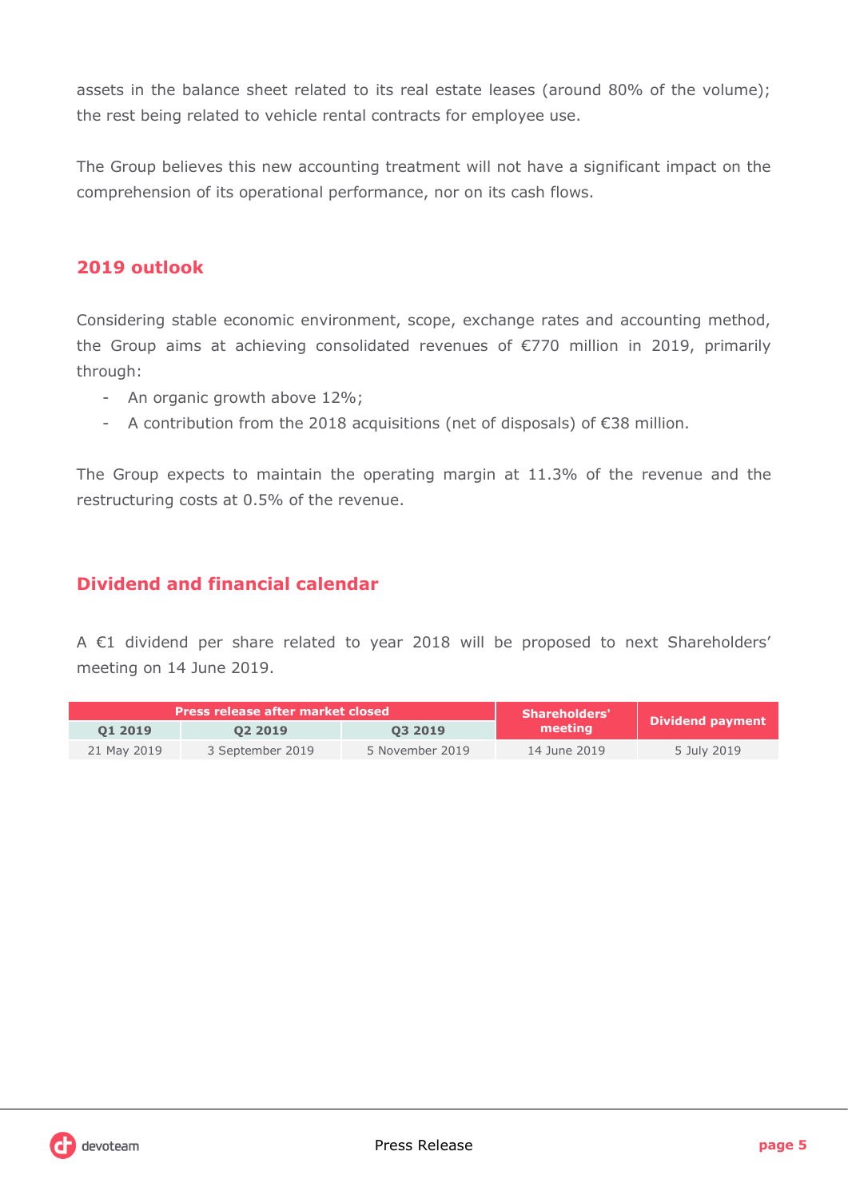assets in the balance sheet related to its real estate leases (around 80% of the volume); the rest being related to vehicle rental contracts for employee use.

The Group believes this new accounting treatment will not have a significant impact on the comprehension of its operational performance, nor on its cash flows.

## 2019 outlook

Considering stable economic environment, scope, exchange rates and accounting method, the Group aims at achieving consolidated revenues of €770 million in 2019, primarily through:

- An organic growth above 12%;
- A contribution from the 2018 acquisitions (net of disposals) of €38 million.

The Group expects to maintain the operating margin at 11.3% of the revenue and the restructuring costs at 0.5% of the revenue.

## Dividend and financial calendar

A €1 dividend per share related to year 2018 will be proposed to next Shareholders' meeting on 14 June 2019.

| Press release after market closed | | | Shareholders' meeting | Dividend payment |
|---|---|---|---|---|
| Q1 2019 | Q2 2019 | Q3 2019 | | |
| 21 May 2019 | 3 September 2019 | 5 November 2019 | 14 June 2019 | 5 July 2019 |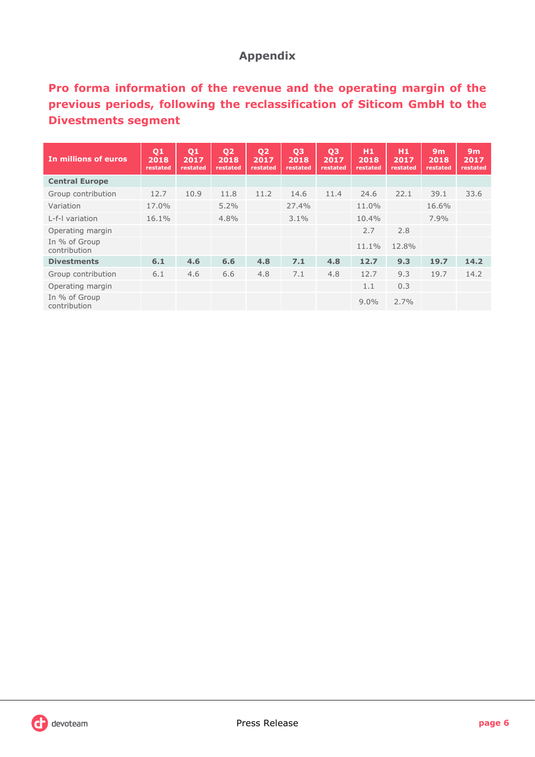## Appendix

### Pro forma information of the revenue and the operating margin of the previous periods, following the reclassification of Siticom GmbH to the Divestments segment

| In millions of euros | Q1 2018 restated | Q1 2017 restated | Q2 2018 restated | Q2 2017 restated | Q3 2018 restated | Q3 2017 restated | H1 2018 restated | H1 2017 restated | 9m 2018 restated | 9m 2017 restated |
|---|---|---|---|---|---|---|---|---|---|---|
| **Central Europe** | | | | | | | | | | |
| Group contribution | 12.7 | 10.9 | 11.8 | 11.2 | 14.6 | 11.4 | 24.6 | 22.1 | 39.1 | 33.6 |
| Variation | 17.0% | | 5.2% | | 27.4% | | 11.0% | | 16.6% | |
| L-f-l variation | 16.1% | | 4.8% | | 3.1% | | 10.4% | | 7.9% | |
| Operating margin | | | | | | | 2.7 | 2.8 | | |
| In % of Group contribution | | | | | | | 11.1% | 12.8% | | |
| **Divestments** | **6.1** | **4.6** | **6.6** | **4.8** | **7.1** | **4.8** | **12.7** | **9.3** | **19.7** | **14.2** |
| Group contribution | 6.1 | 4.6 | 6.6 | 4.8 | 7.1 | 4.8 | 12.7 | 9.3 | 19.7 | 14.2 |
| Operating margin | | | | | | | 1.1 | 0.3 | | |
| In % of Group contribution | | | | | | | 9.0% | 2.7% | | |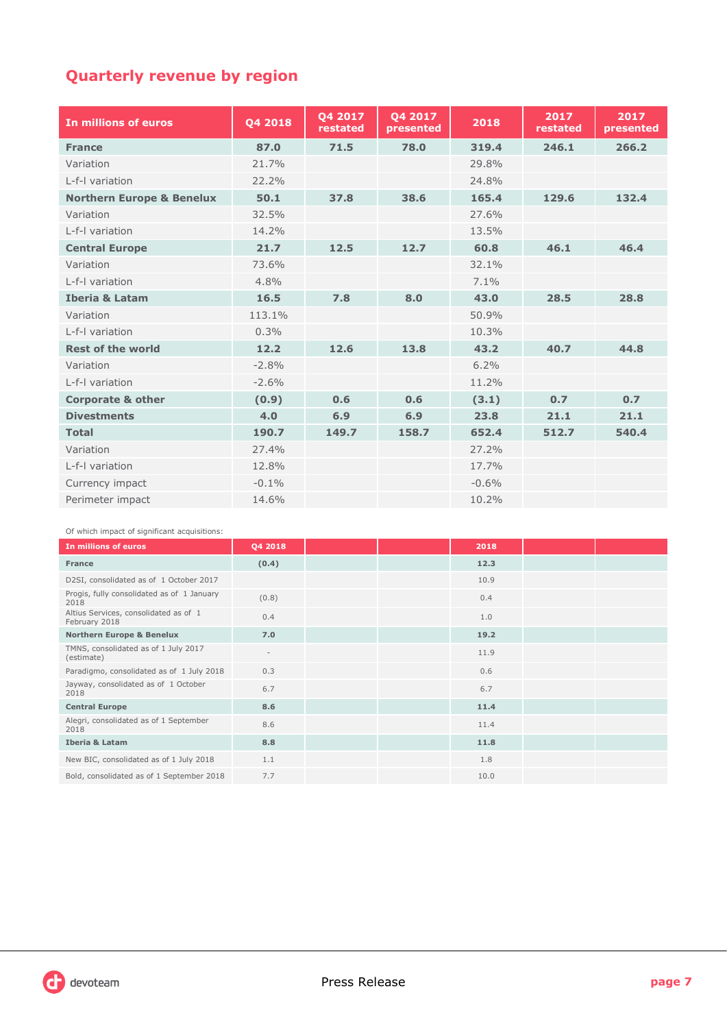## Quarterly revenue by region

| In millions of euros | Q4 2018 | Q4 2017 restated | Q4 2017 presented | 2018 | 2017 restated | 2017 presented |
|---|---|---|---|---|---|---|
| **France** | **87.0** | **71.5** | **78.0** | **319.4** | **246.1** | **266.2** |
| Variation | 21.7% | | | 29.8% | | |
| L-f-l variation | 22.2% | | | 24.8% | | |
| **Northern Europe & Benelux** | **50.1** | **37.8** | **38.6** | **165.4** | **129.6** | **132.4** |
| Variation | 32.5% | | | 27.6% | | |
| L-f-l variation | 14.2% | | | 13.5% | | |
| **Central Europe** | **21.7** | **12.5** | **12.7** | **60.8** | **46.1** | **46.4** |
| Variation | 73.6% | | | 32.1% | | |
| L-f-l variation | 4.8% | | | 7.1% | | |
| **Iberia & Latam** | **16.5** | **7.8** | **8.0** | **43.0** | **28.5** | **28.8** |
| Variation | 113.1% | | | 50.9% | | |
| L-f-l variation | 0.3% | | | 10.3% | | |
| **Rest of the world** | **12.2** | **12.6** | **13.8** | **43.2** | **40.7** | **44.8** |
| Variation | -2.8% | | | 6.2% | | |
| L-f-l variation | -2.6% | | | 11.2% | | |
| **Corporate & other** | **(0.9)** | **0.6** | **0.6** | **(3.1)** | **0.7** | **0.7** |
| **Divestments** | **4.0** | **6.9** | **6.9** | **23.8** | **21.1** | **21.1** |
| **Total** | **190.7** | **149.7** | **158.7** | **652.4** | **512.7** | **540.4** |
| Variation | 27.4% | | | 27.2% | | |
| L-f-l variation | 12.8% | | | 17.7% | | |
| Currency impact | -0.1% | | | -0.6% | | |
| Perimeter impact | 14.6% | | | 10.2% | | |

Of which impact of significant acquisitions:

| In millions of euros | Q4 2018 | | | 2018 | | |
|---|---|---|---|---|---|---|
| **France** | **(0.4)** | | | **12.3** | | |
| D2SI, consolidated as of 1 October 2017 | | | | 10.9 | | |
| Progis, fully consolidated as of 1 January 2018 | (0.8) | | | 0.4 | | |
| Altius Services, consolidated as of 1 February 2018 | 0.4 | | | 1.0 | | |
| **Northern Europe & Benelux** | **7.0** | | | **19.2** | | |
| TMNS, consolidated as of 1 July 2017 (estimate) | - | | | 11.9 | | |
| Paradigmo, consolidated as of 1 July 2018 | 0.3 | | | 0.6 | | |
| Jayway, consolidated as of 1 October 2018 | 6.7 | | | 6.7 | | |
| **Central Europe** | **8.6** | | | **11.4** | | |
| Alegri, consolidated as of 1 September 2018 | 8.6 | | | 11.4 | | |
| **Iberia & Latam** | **8.8** | | | **11.8** | | |
| New BIC, consolidated as of 1 July 2018 | 1.1 | | | 1.8 | | |
| Bold, consolidated as of 1 September 2018 | 7.7 | | | 10.0 | | |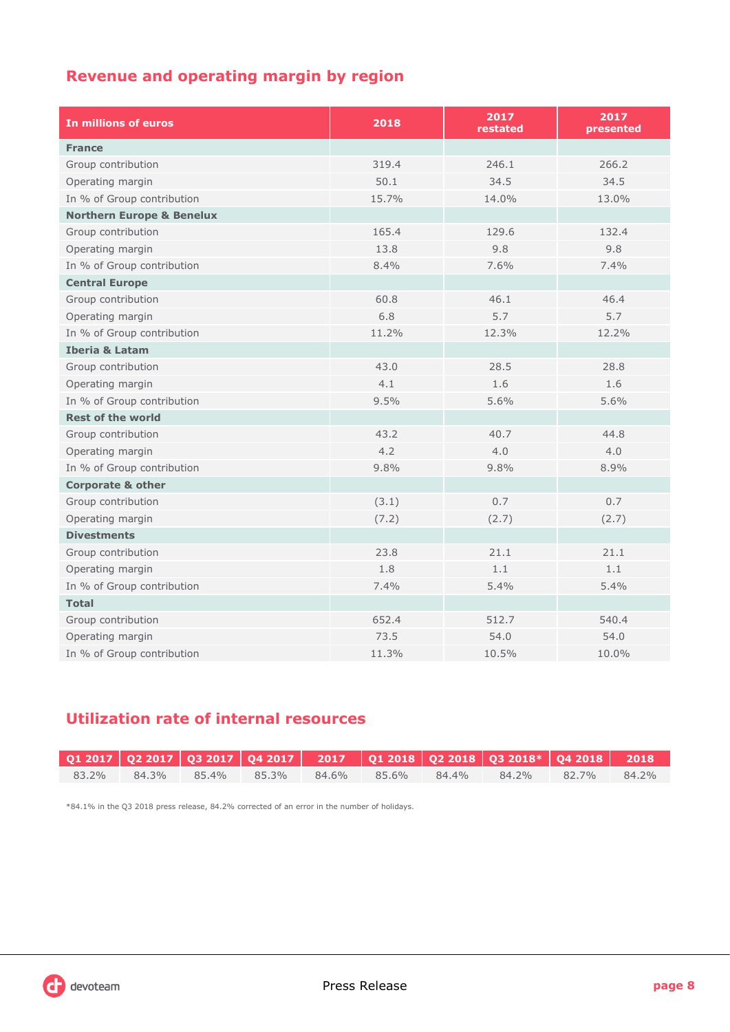## Revenue and operating margin by region

| In millions of euros | 2018 | 2017 restated | 2017 presented |
|---|---|---|---|
| **France** | | | |
| Group contribution | 319.4 | 246.1 | 266.2 |
| Operating margin | 50.1 | 34.5 | 34.5 |
| In % of Group contribution | 15.7% | 14.0% | 13.0% |
| **Northern Europe & Benelux** | | | |
| Group contribution | 165.4 | 129.6 | 132.4 |
| Operating margin | 13.8 | 9.8 | 9.8 |
| In % of Group contribution | 8.4% | 7.6% | 7.4% |
| **Central Europe** | | | |
| Group contribution | 60.8 | 46.1 | 46.4 |
| Operating margin | 6.8 | 5.7 | 5.7 |
| In % of Group contribution | 11.2% | 12.3% | 12.2% |
| **Iberia & Latam** | | | |
| Group contribution | 43.0 | 28.5 | 28.8 |
| Operating margin | 4.1 | 1.6 | 1.6 |
| In % of Group contribution | 9.5% | 5.6% | 5.6% |
| **Rest of the world** | | | |
| Group contribution | 43.2 | 40.7 | 44.8 |
| Operating margin | 4.2 | 4.0 | 4.0 |
| In % of Group contribution | 9.8% | 9.8% | 8.9% |
| **Corporate & other** | | | |
| Group contribution | (3.1) | 0.7 | 0.7 |
| Operating margin | (7.2) | (2.7) | (2.7) |
| **Divestments** | | | |
| Group contribution | 23.8 | 21.1 | 21.1 |
| Operating margin | 1.8 | 1.1 | 1.1 |
| In % of Group contribution | 7.4% | 5.4% | 5.4% |
| **Total** | | | |
| Group contribution | 652.4 | 512.7 | 540.4 |
| Operating margin | 73.5 | 54.0 | 54.0 |
| In % of Group contribution | 11.3% | 10.5% | 10.0% |

## Utilization rate of internal resources

| Q1 2017 | Q2 2017 | Q3 2017 | Q4 2017 | 2017 | Q1 2018 | Q2 2018 | Q3 2018* | Q4 2018 | 2018 |
|---|---|---|---|---|---|---|---|---|---|
| 83.2% | 84.3% | 85.4% | 85.3% | 84.6% | 85.6% | 84.4% | 84.2% | 82.7% | 84.2% |

*84.1% in the Q3 2018 press release, 84.2% corrected of an error in the number of holidays.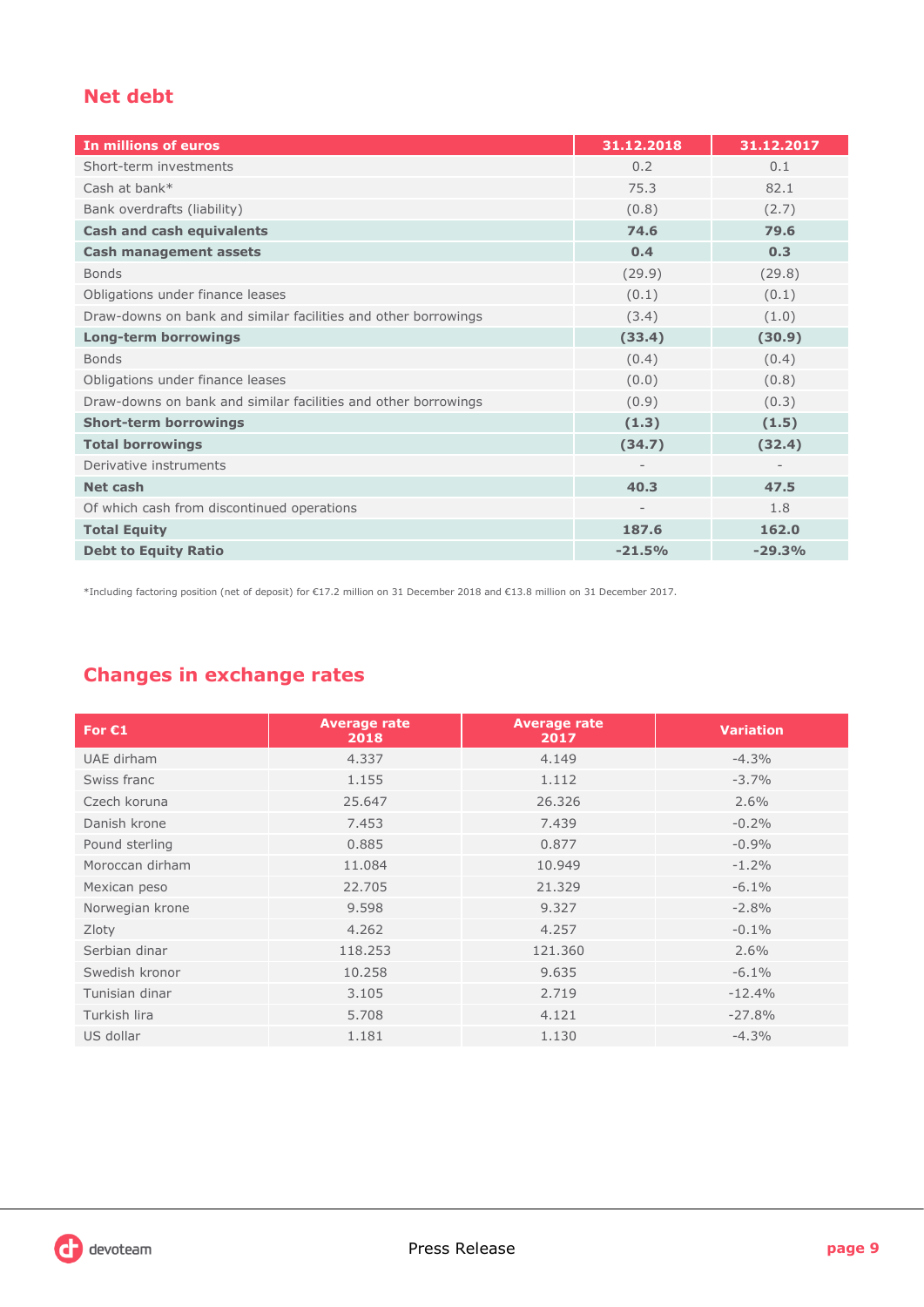## Net debt

| In millions of euros | 31.12.2018 | 31.12.2017 |
|---|---|---|
| Short-term investments | 0.2 | 0.1 |
| Cash at bank* | 75.3 | 82.1 |
| Bank overdrafts (liability) | (0.8) | (2.7) |
| **Cash and cash equivalents** | **74.6** | **79.6** |
| **Cash management assets** | **0.4** | **0.3** |
| Bonds | (29.9) | (29.8) |
| Obligations under finance leases | (0.1) | (0.1) |
| Draw-downs on bank and similar facilities and other borrowings | (3.4) | (1.0) |
| **Long-term borrowings** | **(33.4)** | **(30.9)** |
| Bonds | (0.4) | (0.4) |
| Obligations under finance leases | (0.0) | (0.8) |
| Draw-downs on bank and similar facilities and other borrowings | (0.9) | (0.3) |
| **Short-term borrowings** | **(1.3)** | **(1.5)** |
| **Total borrowings** | **(34.7)** | **(32.4)** |
| Derivative instruments | - | - |
| **Net cash** | **40.3** | **47.5** |
| Of which cash from discontinued operations | - | 1.8 |
| **Total Equity** | **187.6** | **162.0** |
| **Debt to Equity Ratio** | **-21.5%** | **-29.3%** |

*Including factoring position (net of deposit) for €17.2 million on 31 December 2018 and €13.8 million on 31 December 2017.

## Changes in exchange rates

| For €1 | Average rate 2018 | Average rate 2017 | Variation |
|---|---|---|---|
| UAE dirham | 4.337 | 4.149 | -4.3% |
| Swiss franc | 1.155 | 1.112 | -3.7% |
| Czech koruna | 25.647 | 26.326 | 2.6% |
| Danish krone | 7.453 | 7.439 | -0.2% |
| Pound sterling | 0.885 | 0.877 | -0.9% |
| Moroccan dirham | 11.084 | 10.949 | -1.2% |
| Mexican peso | 22.705 | 21.329 | -6.1% |
| Norwegian krone | 9.598 | 9.327 | -2.8% |
| Zloty | 4.262 | 4.257 | -0.1% |
| Serbian dinar | 118.253 | 121.360 | 2.6% |
| Swedish kronor | 10.258 | 9.635 | -6.1% |
| Tunisian dinar | 3.105 | 2.719 | -12.4% |
| Turkish lira | 5.708 | 4.121 | -27.8% |
| US dollar | 1.181 | 1.130 | -4.3% |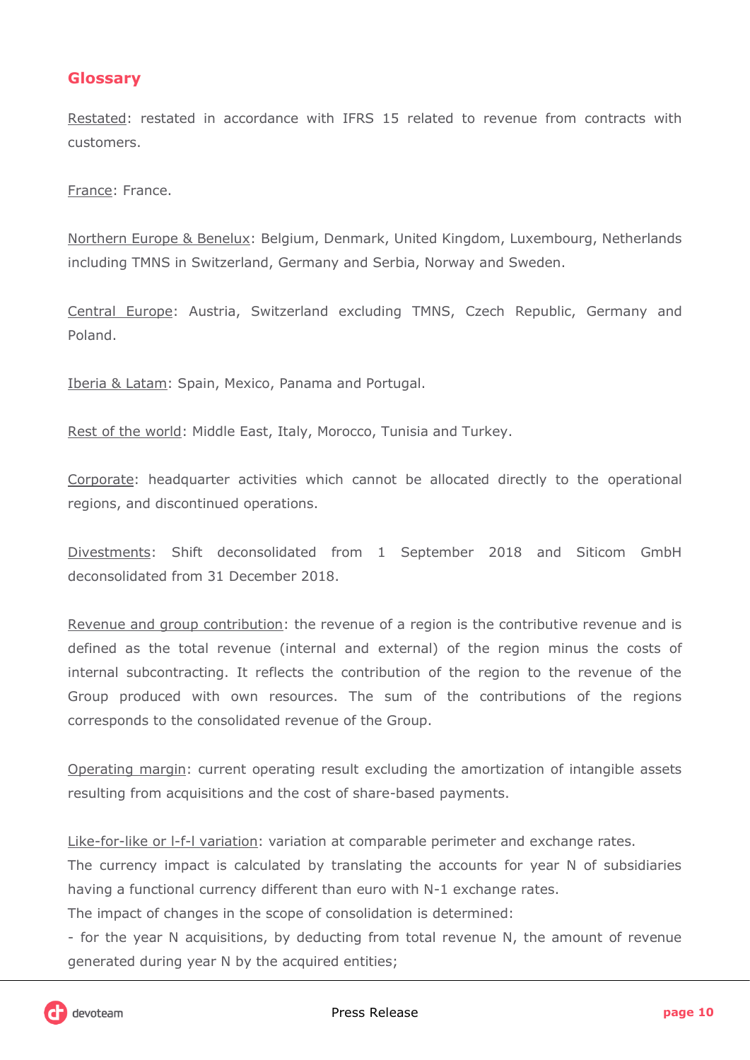## Glossary

Restated: restated in accordance with IFRS 15 related to revenue from contracts with customers.

France: France.

Northern Europe & Benelux: Belgium, Denmark, United Kingdom, Luxembourg, Netherlands including TMNS in Switzerland, Germany and Serbia, Norway and Sweden.

Central Europe: Austria, Switzerland excluding TMNS, Czech Republic, Germany and Poland.

Iberia & Latam: Spain, Mexico, Panama and Portugal.

Rest of the world: Middle East, Italy, Morocco, Tunisia and Turkey.

Corporate: headquarter activities which cannot be allocated directly to the operational regions, and discontinued operations.

Divestments: Shift deconsolidated from 1 September 2018 and Siticom GmbH deconsolidated from 31 December 2018.

Revenue and group contribution: the revenue of a region is the contributive revenue and is defined as the total revenue (internal and external) of the region minus the costs of internal subcontracting. It reflects the contribution of the region to the revenue of the Group produced with own resources. The sum of the contributions of the regions corresponds to the consolidated revenue of the Group.

Operating margin: current operating result excluding the amortization of intangible assets resulting from acquisitions and the cost of share-based payments.

Like-for-like or l-f-l variation: variation at comparable perimeter and exchange rates.
The currency impact is calculated by translating the accounts for year N of subsidiaries having a functional currency different than euro with N-1 exchange rates.
The impact of changes in the scope of consolidation is determined:
- for the year N acquisitions, by deducting from total revenue N, the amount of revenue generated during year N by the acquired entities;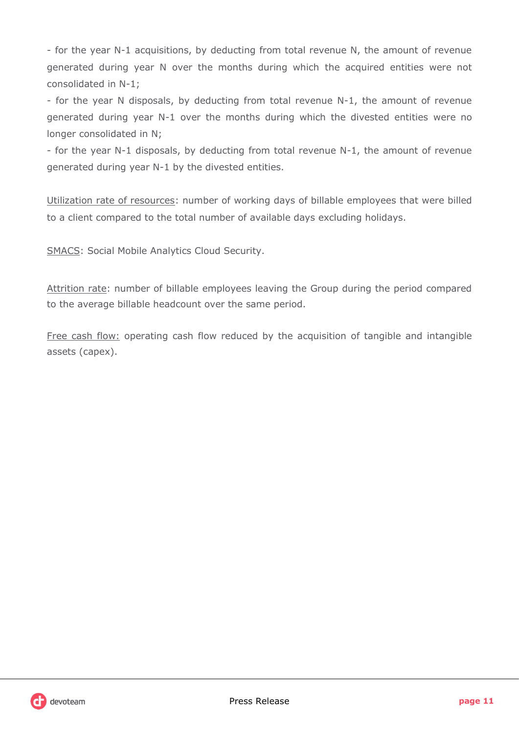- for the year N-1 acquisitions, by deducting from total revenue N, the amount of revenue generated during year N over the months during which the acquired entities were not consolidated in N-1;

- for the year N disposals, by deducting from total revenue N-1, the amount of revenue generated during year N-1 over the months during which the divested entities were no longer consolidated in N;

- for the year N-1 disposals, by deducting from total revenue N-1, the amount of revenue generated during year N-1 by the divested entities.

Utilization rate of resources: number of working days of billable employees that were billed to a client compared to the total number of available days excluding holidays.

SMACS: Social Mobile Analytics Cloud Security.

Attrition rate: number of billable employees leaving the Group during the period compared to the average billable headcount over the same period.

Free cash flow: operating cash flow reduced by the acquisition of tangible and intangible assets (capex).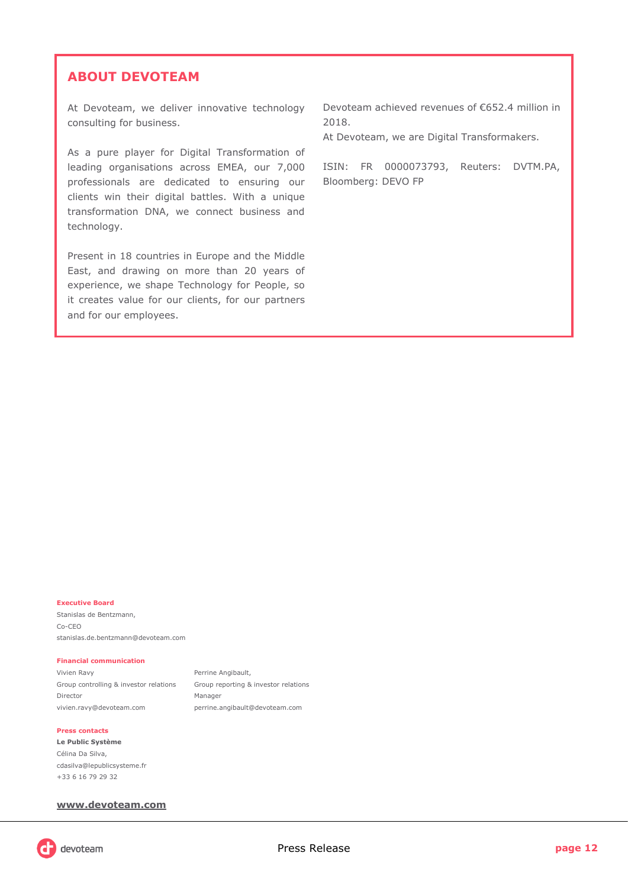## ABOUT DEVOTEAM

At Devoteam, we deliver innovative technology consulting for business.

As a pure player for Digital Transformation of leading organisations across EMEA, our 7,000 professionals are dedicated to ensuring our clients win their digital battles. With a unique transformation DNA, we connect business and technology.

Present in 18 countries in Europe and the Middle East, and drawing on more than 20 years of experience, we shape Technology for People, so it creates value for our clients, for our partners and for our employees.

Devoteam achieved revenues of €652.4 million in 2018.
At Devoteam, we are Digital Transformakers.

ISIN: FR 0000073793, Reuters: DVTM.PA, Bloomberg: DEVO FP

**Executive Board**
Stanislas de Bentzmann,
Co-CEO
stanislas.de.bentzmann@devoteam.com

**Financial communication**
Vivien Ravy
Group controlling & investor relations Director
vivien.ravy@devoteam.com

Perrine Angibault,
Group reporting & investor relations Manager
perrine.angibault@devoteam.com

**Press contacts**
**Le Public Système**
Célina Da Silva,
cdasilva@lepublicsysteme.fr
+33 6 16 79 29 32

**www.devoteam.com**